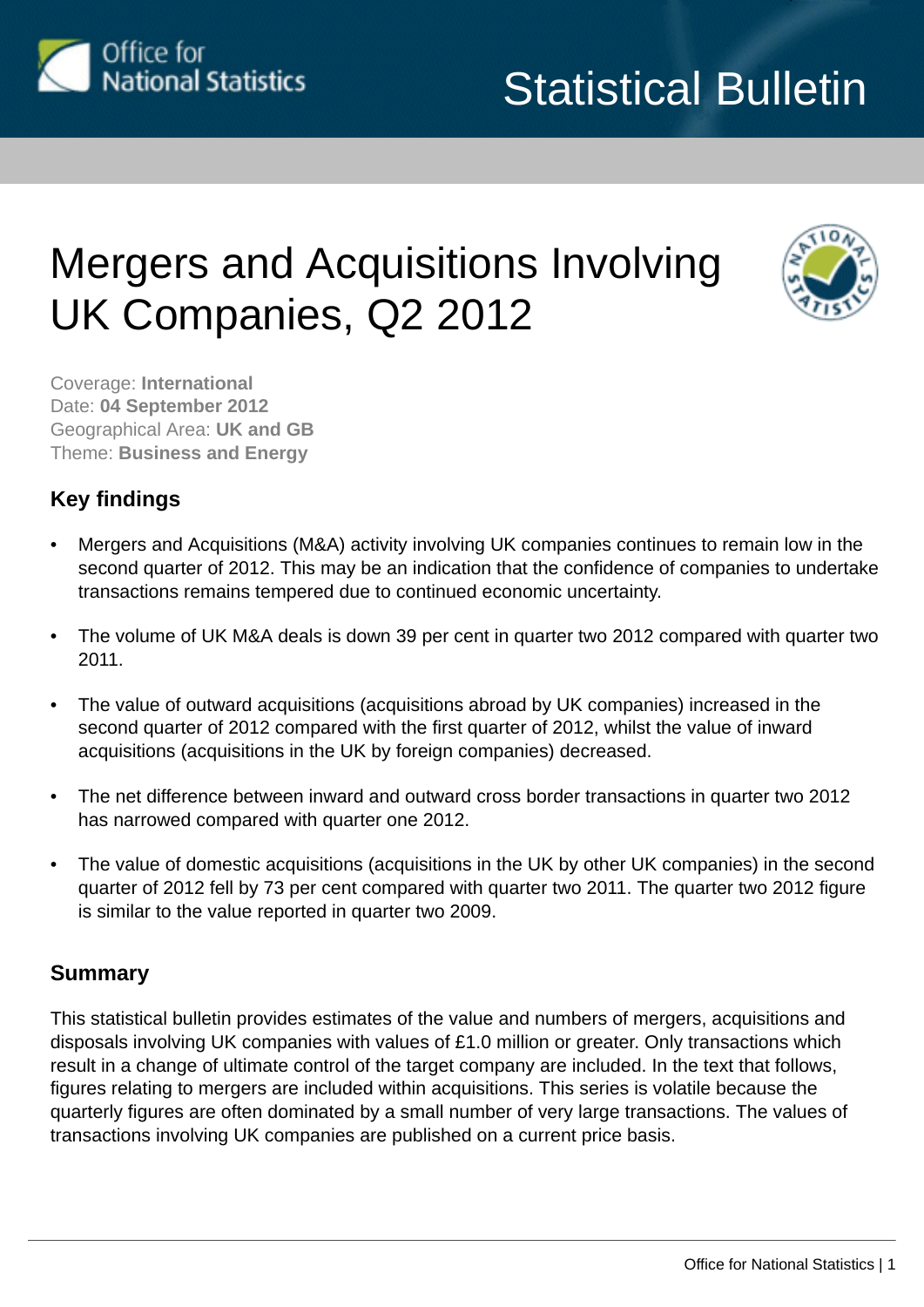# Mergers and Acquisitions Involving UK Companies, Q2 2012

Coverage: **International**
Date: **04 September 2012**
Geographical Area: **UK and GB**
Theme: **Business and Energy**

## Key findings

- Mergers and Acquisitions (M&A) activity involving UK companies continues to remain low in the second quarter of 2012. This may be an indication that the confidence of companies to undertake transactions remains tempered due to continued economic uncertainty.
- The volume of UK M&A deals is down 39 per cent in quarter two 2012 compared with quarter two 2011.
- The value of outward acquisitions (acquisitions abroad by UK companies) increased in the second quarter of 2012 compared with the first quarter of 2012, whilst the value of inward acquisitions (acquisitions in the UK by foreign companies) decreased.
- The net difference between inward and outward cross border transactions in quarter two 2012 has narrowed compared with quarter one 2012.
- The value of domestic acquisitions (acquisitions in the UK by other UK companies) in the second quarter of 2012 fell by 73 per cent compared with quarter two 2011. The quarter two 2012 figure is similar to the value reported in quarter two 2009.

## Summary

This statistical bulletin provides estimates of the value and numbers of mergers, acquisitions and disposals involving UK companies with values of £1.0 million or greater. Only transactions which result in a change of ultimate control of the target company are included. In the text that follows, figures relating to mergers are included within acquisitions. This series is volatile because the quarterly figures are often dominated by a small number of very large transactions. The values of transactions involving UK companies are published on a current price basis.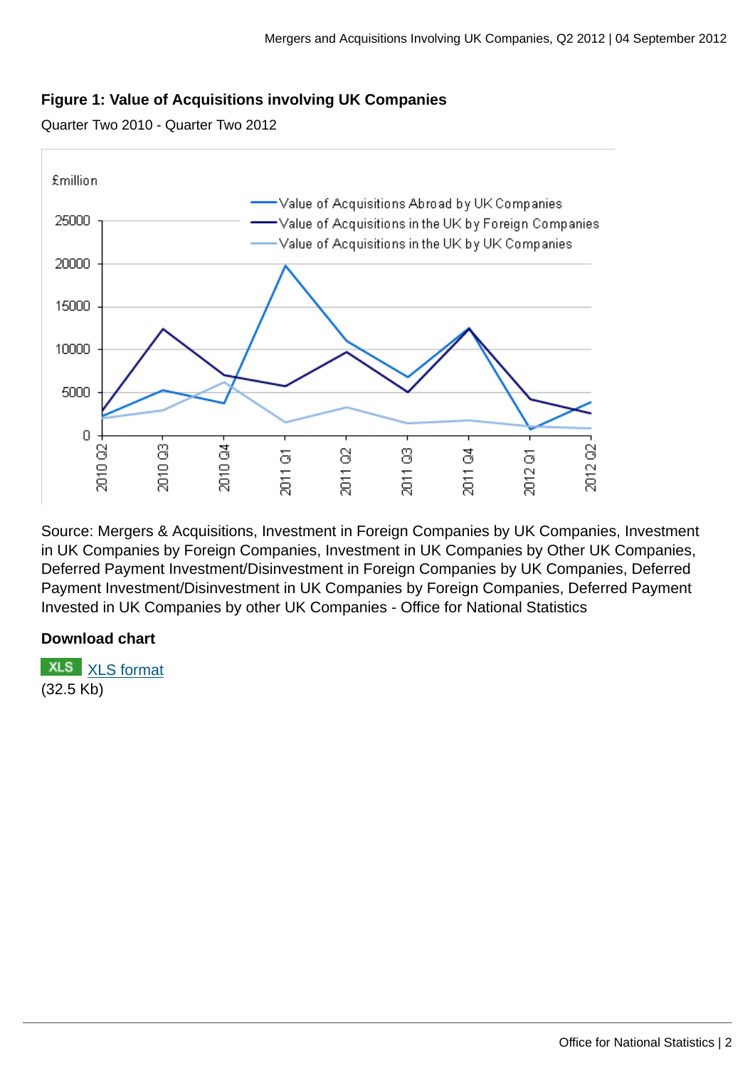**Figure 1: Value of Acquisitions involving UK Companies**

Quarter Two 2010 - Quarter Two 2012

Source: Mergers & Acquisitions, Investment in Foreign Companies by UK Companies, Investment in UK Companies by Foreign Companies, Investment in UK Companies by Other UK Companies, Deferred Payment Investment/Disinvestment in Foreign Companies by UK Companies, Deferred Payment Investment/Disinvestment in UK Companies by Foreign Companies, Deferred Payment Invested in UK Companies by other UK Companies - Office for National Statistics

**Download chart**

XLS [XLS format](XLS format)
(32.5 Kb)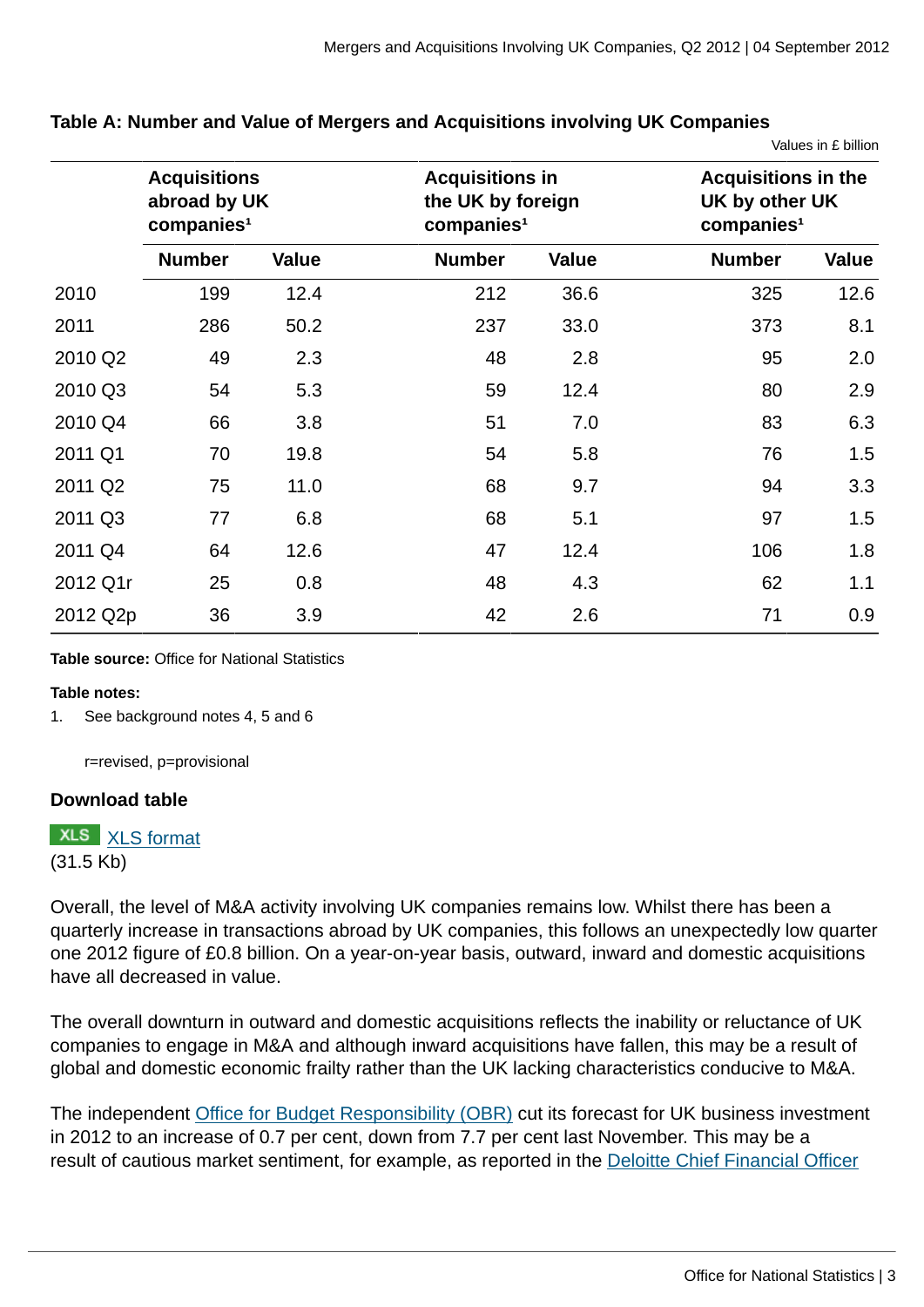**Table A: Number and Value of Mergers and Acquisitions involving UK Companies**

Values in £ billion

| | Acquisitions abroad by UK companies[1] | | Acquisitions in the UK by foreign companies[1] | | Acquisitions in the UK by other UK companies[1] | |
|---|---|---|---|---|---|---|
| | Number | Value | Number | Value | Number | Value |
| 2010 | 199 | 12.4 | 212 | 36.6 | 325 | 12.6 |
| 2011 | 286 | 50.2 | 237 | 33.0 | 373 | 8.1 |
| 2010 Q2 | 49 | 2.3 | 48 | 2.8 | 95 | 2.0 |
| 2010 Q3 | 54 | 5.3 | 59 | 12.4 | 80 | 2.9 |
| 2010 Q4 | 66 | 3.8 | 51 | 7.0 | 83 | 6.3 |
| 2011 Q1 | 70 | 19.8 | 54 | 5.8 | 76 | 1.5 |
| 2011 Q2 | 75 | 11.0 | 68 | 9.7 | 94 | 3.3 |
| 2011 Q3 | 77 | 6.8 | 68 | 5.1 | 97 | 1.5 |
| 2011 Q4 | 64 | 12.6 | 47 | 12.4 | 106 | 1.8 |
| 2012 Q1r | 25 | 0.8 | 48 | 4.3 | 62 | 1.1 |
| 2012 Q2p | 36 | 3.9 | 42 | 2.6 | 71 | 0.9 |

**Table source:** Office for National Statistics

**Table notes:**

1. See background notes 4, 5 and 6

r=revised, p=provisional

**Download table**

XLS [XLS format](#)
(31.5 Kb)

Overall, the level of M&A activity involving UK companies remains low. Whilst there has been a quarterly increase in transactions abroad by UK companies, this follows an unexpectedly low quarter one 2012 figure of £0.8 billion. On a year-on-year basis, outward, inward and domestic acquisitions have all decreased in value.

The overall downturn in outward and domestic acquisitions reflects the inability or reluctance of UK companies to engage in M&A and although inward acquisitions have fallen, this may be a result of global and domestic economic frailty rather than the UK lacking characteristics conducive to M&A.

The independent Office for Budget Responsibility (OBR) cut its forecast for UK business investment in 2012 to an increase of 0.7 per cent, down from 7.7 per cent last November. This may be a result of cautious market sentiment, for example, as reported in the Deloitte Chief Financial Officer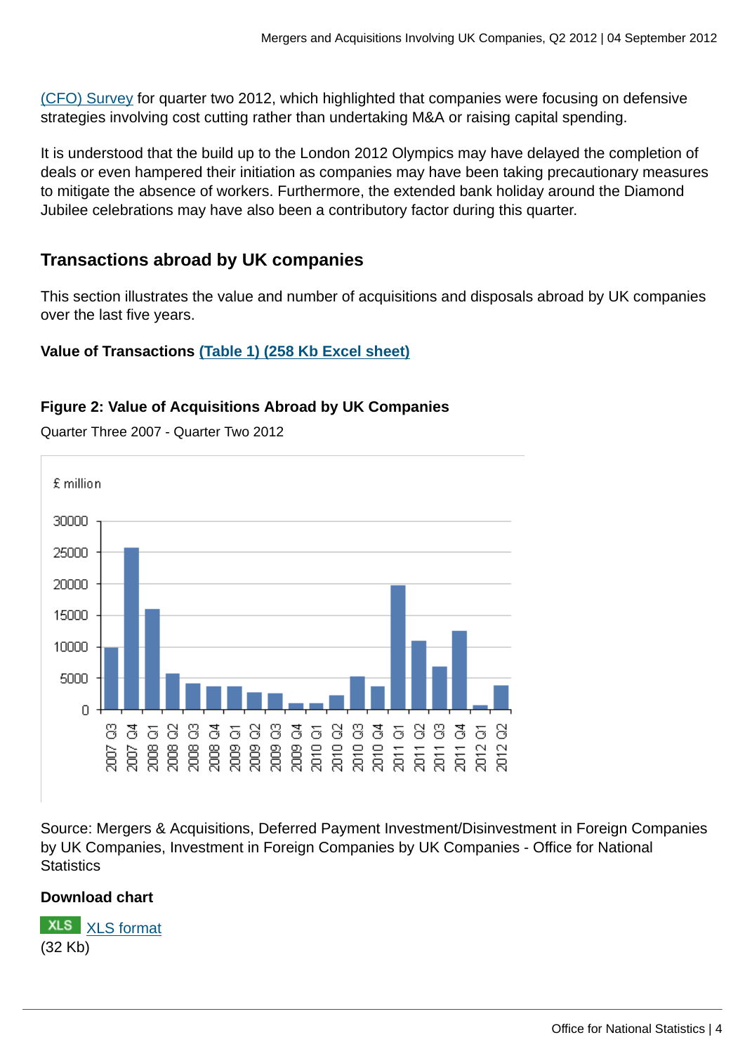(CFO) Survey for quarter two 2012, which highlighted that companies were focusing on defensive strategies involving cost cutting rather than undertaking M&A or raising capital spending.

It is understood that the build up to the London 2012 Olympics may have delayed the completion of deals or even hampered their initiation as companies may have been taking precautionary measures to mitigate the absence of workers. Furthermore, the extended bank holiday around the Diamond Jubilee celebrations may have also been a contributory factor during this quarter.

## Transactions abroad by UK companies

This section illustrates the value and number of acquisitions and disposals abroad by UK companies over the last five years.

**Value of Transactions (Table 1) (258 Kb Excel sheet)**

**Figure 2: Value of Acquisitions Abroad by UK Companies**

Quarter Three 2007 - Quarter Two 2012

Source: Mergers & Acquisitions, Deferred Payment Investment/Disinvestment in Foreign Companies by UK Companies, Investment in Foreign Companies by UK Companies - Office for National Statistics

**Download chart**

XLS XLS format (32 Kb)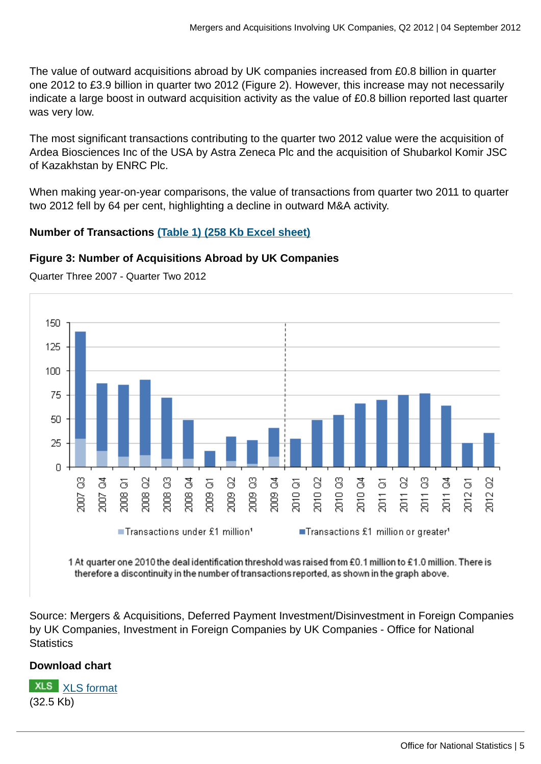The value of outward acquisitions abroad by UK companies increased from £0.8 billion in quarter one 2012 to £3.9 billion in quarter two 2012 (Figure 2). However, this increase may not necessarily indicate a large boost in outward acquisition activity as the value of £0.8 billion reported last quarter was very low.

The most significant transactions contributing to the quarter two 2012 value were the acquisition of Ardea Biosciences Inc of the USA by Astra Zeneca Plc and the acquisition of Shubarkol Komir JSC of Kazakhstan by ENRC Plc.

When making year-on-year comparisons, the value of transactions from quarter two 2011 to quarter two 2012 fell by 64 per cent, highlighting a decline in outward M&A activity.

**Number of Transactions** [(Table 1) (258 Kb Excel sheet)]

**Figure 3: Number of Acquisitions Abroad by UK Companies**

Quarter Three 2007 - Quarter Two 2012

Transactions under £1 million[1]   Transactions £1 million or greater[1]

1 At quarter one 2010 the deal identification threshold was raised from £0.1 million to £1.0 million. There is therefore a discontinuity in the number of transactions reported, as shown in the graph above.

Source: Mergers & Acquisitions, Deferred Payment Investment/Disinvestment in Foreign Companies by UK Companies, Investment in Foreign Companies by UK Companies - Office for National Statistics

**Download chart**

XLS [XLS format]
(32.5 Kb)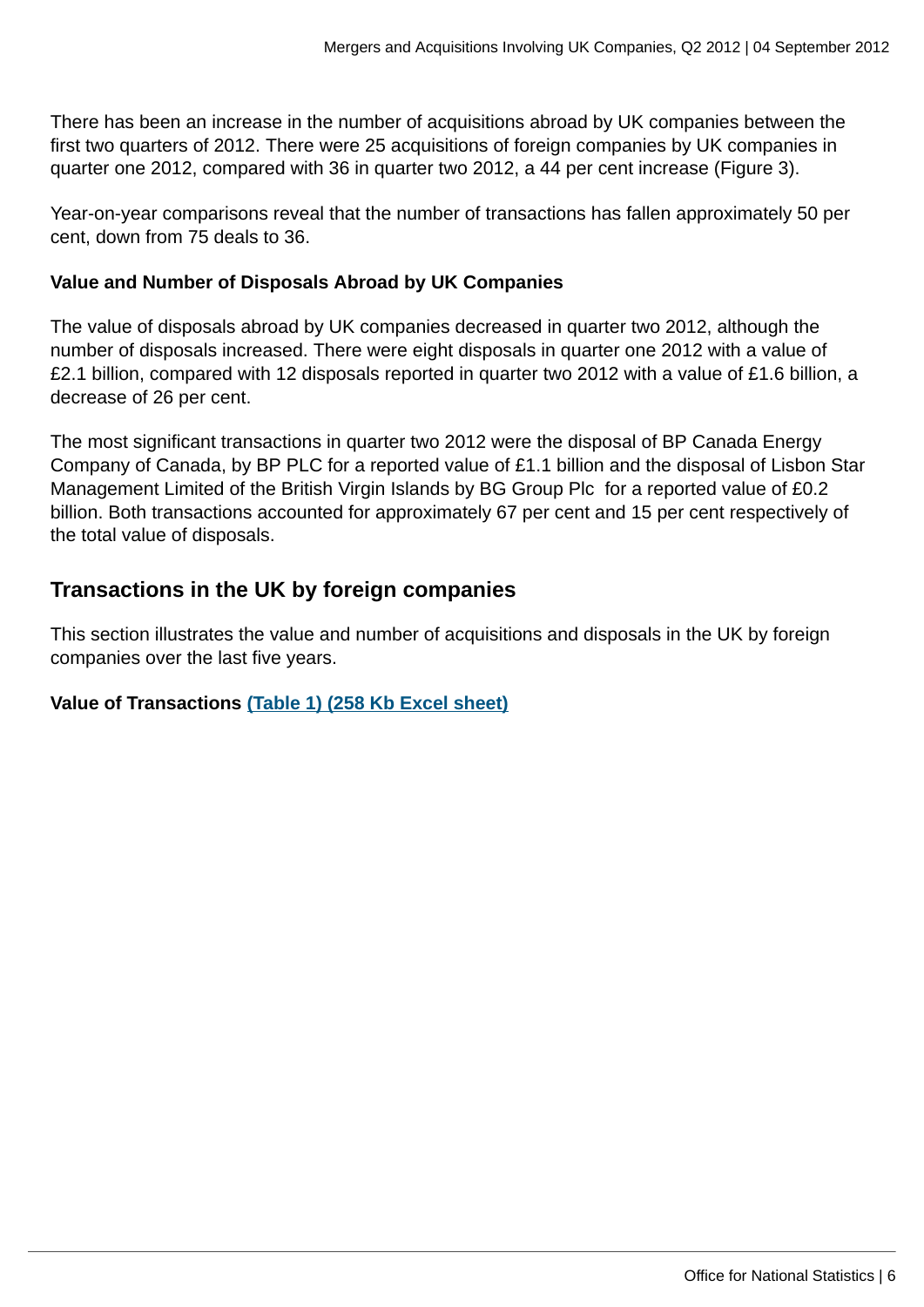There has been an increase in the number of acquisitions abroad by UK companies between the first two quarters of 2012. There were 25 acquisitions of foreign companies by UK companies in quarter one 2012, compared with 36 in quarter two 2012, a 44 per cent increase (Figure 3).

Year-on-year comparisons reveal that the number of transactions has fallen approximately 50 per cent, down from 75 deals to 36.

**Value and Number of Disposals Abroad by UK Companies**

The value of disposals abroad by UK companies decreased in quarter two 2012, although the number of disposals increased. There were eight disposals in quarter one 2012 with a value of £2.1 billion, compared with 12 disposals reported in quarter two 2012 with a value of £1.6 billion, a decrease of 26 per cent.

The most significant transactions in quarter two 2012 were the disposal of BP Canada Energy Company of Canada, by BP PLC for a reported value of £1.1 billion and the disposal of Lisbon Star Management Limited of the British Virgin Islands by BG Group Plc for a reported value of £0.2 billion. Both transactions accounted for approximately 67 per cent and 15 per cent respectively of the total value of disposals.

## Transactions in the UK by foreign companies

This section illustrates the value and number of acquisitions and disposals in the UK by foreign companies over the last five years.

**Value of Transactions (Table 1) (258 Kb Excel sheet)**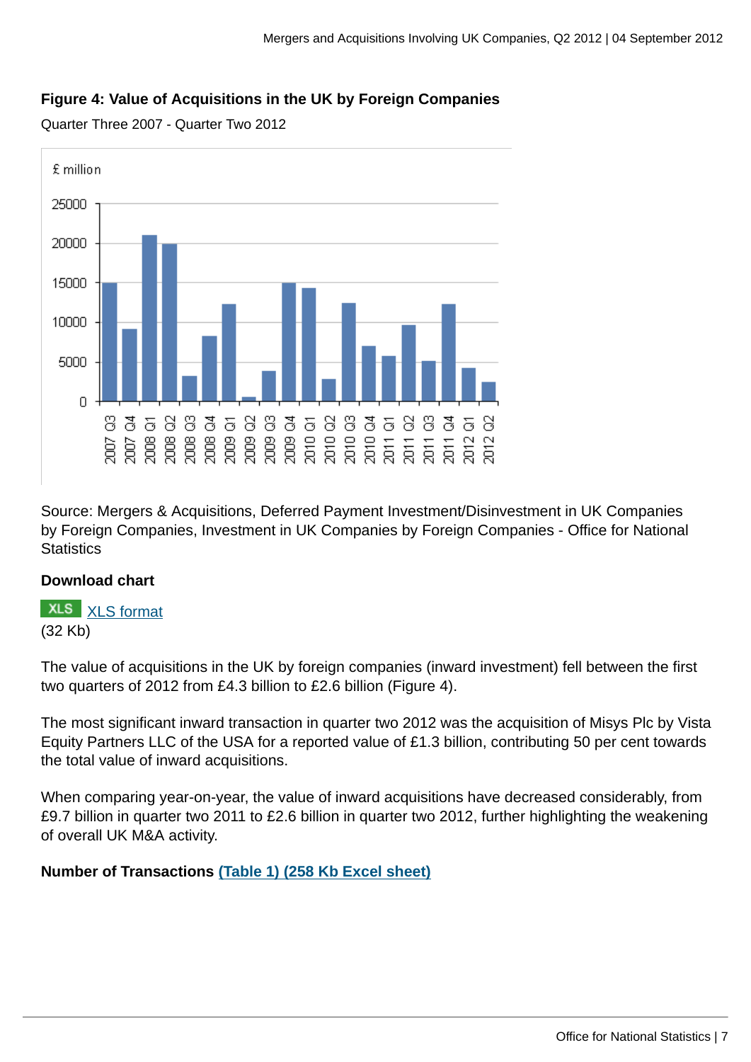**Figure 4: Value of Acquisitions in the UK by Foreign Companies**

Quarter Three 2007 - Quarter Two 2012

Source: Mergers & Acquisitions, Deferred Payment Investment/Disinvestment in UK Companies by Foreign Companies, Investment in UK Companies by Foreign Companies - Office for National Statistics

**Download chart**

XLS [XLS format](#)
(32 Kb)

The value of acquisitions in the UK by foreign companies (inward investment) fell between the first two quarters of 2012 from £4.3 billion to £2.6 billion (Figure 4).

The most significant inward transaction in quarter two 2012 was the acquisition of Misys Plc by Vista Equity Partners LLC of the USA for a reported value of £1.3 billion, contributing 50 per cent towards the total value of inward acquisitions.

When comparing year-on-year, the value of inward acquisitions have decreased considerably, from £9.7 billion in quarter two 2011 to £2.6 billion in quarter two 2012, further highlighting the weakening of overall UK M&A activity.

**Number of Transactions** **[(Table 1) (258 Kb Excel sheet)](#)**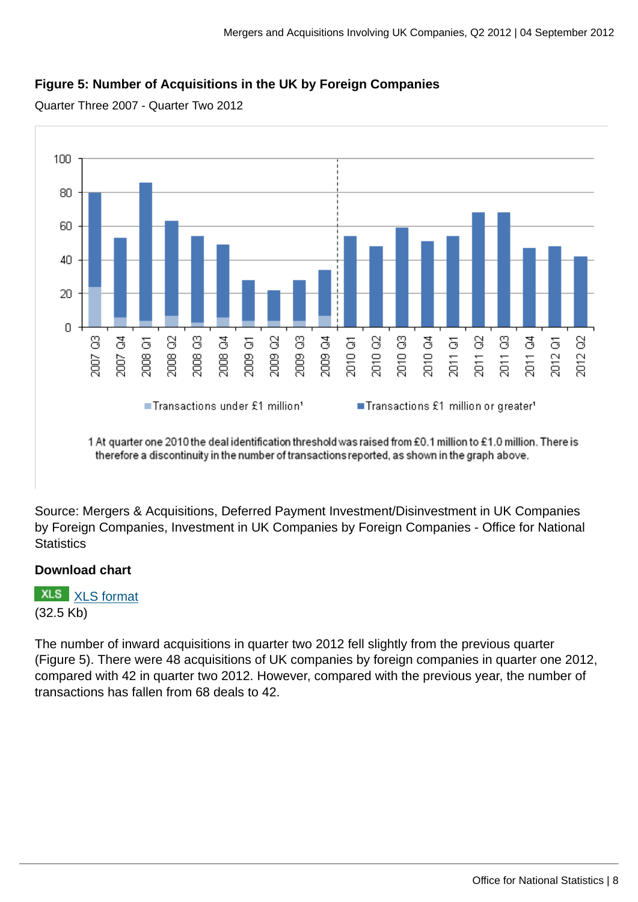**Figure 5: Number of Acquisitions in the UK by Foreign Companies**

Quarter Three 2007 - Quarter Two 2012

1 At quarter one 2010 the deal identification threshold was raised from £0.1 million to £1.0 million. There is therefore a discontinuity in the number of transactions reported, as shown in the graph above.

Source: Mergers & Acquisitions, Deferred Payment Investment/Disinvestment in UK Companies by Foreign Companies, Investment in UK Companies by Foreign Companies - Office for National Statistics

**Download chart**

XLS [XLS format](#)
(32.5 Kb)

The number of inward acquisitions in quarter two 2012 fell slightly from the previous quarter (Figure 5). There were 48 acquisitions of UK companies by foreign companies in quarter one 2012, compared with 42 in quarter two 2012. However, compared with the previous year, the number of transactions has fallen from 68 deals to 42.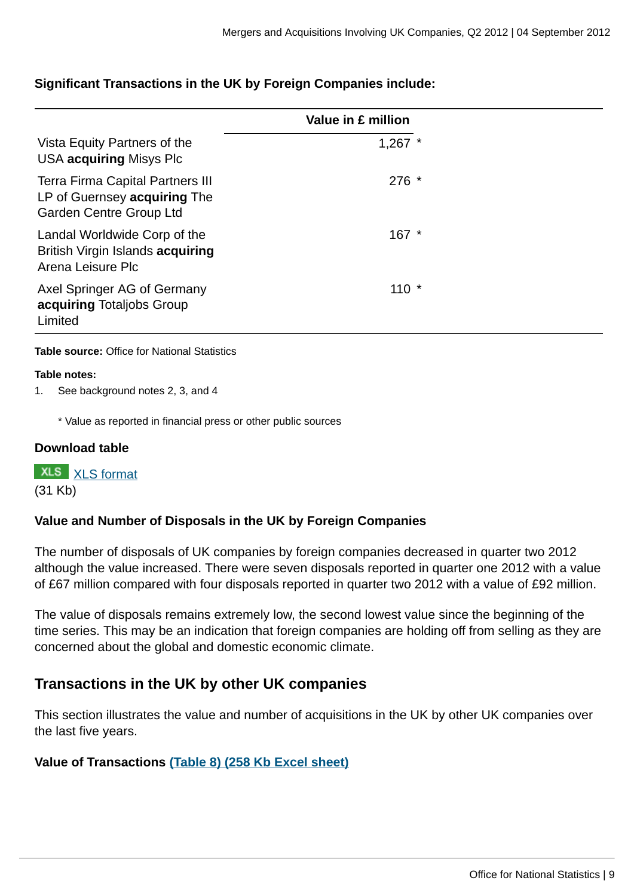**Significant Transactions in the UK by Foreign Companies include:**

| | Value in £ million |
|---|---|
| Vista Equity Partners of the USA **acquiring** Misys Plc | 1,267 * |
| Terra Firma Capital Partners III LP of Guernsey **acquiring** The Garden Centre Group Ltd | 276 * |
| Landal Worldwide Corp of the British Virgin Islands **acquiring** Arena Leisure Plc | 167 * |
| Axel Springer AG of Germany **acquiring** Totaljobs Group Limited | 110 * |

**Table source:** Office for National Statistics

**Table notes:**

1. See background notes 2, 3, and 4

   * Value as reported in financial press or other public sources

**Download table**

XLS [XLS format](#)
(31 Kb)

**Value and Number of Disposals in the UK by Foreign Companies**

The number of disposals of UK companies by foreign companies decreased in quarter two 2012 although the value increased. There were seven disposals reported in quarter one 2012 with a value of £67 million compared with four disposals reported in quarter two 2012 with a value of £92 million.

The value of disposals remains extremely low, the second lowest value since the beginning of the time series. This may be an indication that foreign companies are holding off from selling as they are concerned about the global and domestic economic climate.

## Transactions in the UK by other UK companies

This section illustrates the value and number of acquisitions in the UK by other UK companies over the last five years.

**Value of Transactions [(Table 8) (258 Kb Excel sheet)](#)**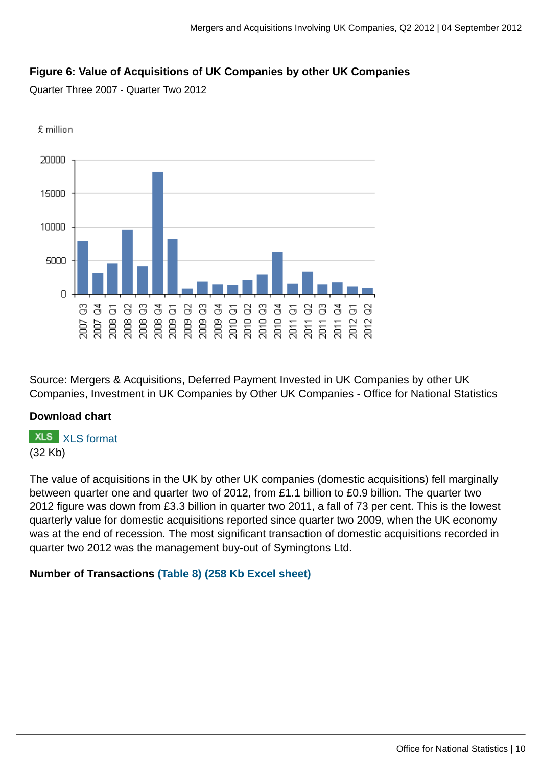**Figure 6: Value of Acquisitions of UK Companies by other UK Companies**

Quarter Three 2007 - Quarter Two 2012

Source: Mergers & Acquisitions, Deferred Payment Invested in UK Companies by other UK Companies, Investment in UK Companies by Other UK Companies - Office for National Statistics

**Download chart**

XLS [XLS format](#)
(32 Kb)

The value of acquisitions in the UK by other UK companies (domestic acquisitions) fell marginally between quarter one and quarter two of 2012, from £1.1 billion to £0.9 billion. The quarter two 2012 figure was down from £3.3 billion in quarter two 2011, a fall of 73 per cent. This is the lowest quarterly value for domestic acquisitions reported since quarter two 2009, when the UK economy was at the end of recession. The most significant transaction of domestic acquisitions recorded in quarter two 2012 was the management buy-out of Symingtons Ltd.

**Number of Transactions** [(Table 8) (258 Kb Excel sheet)](#)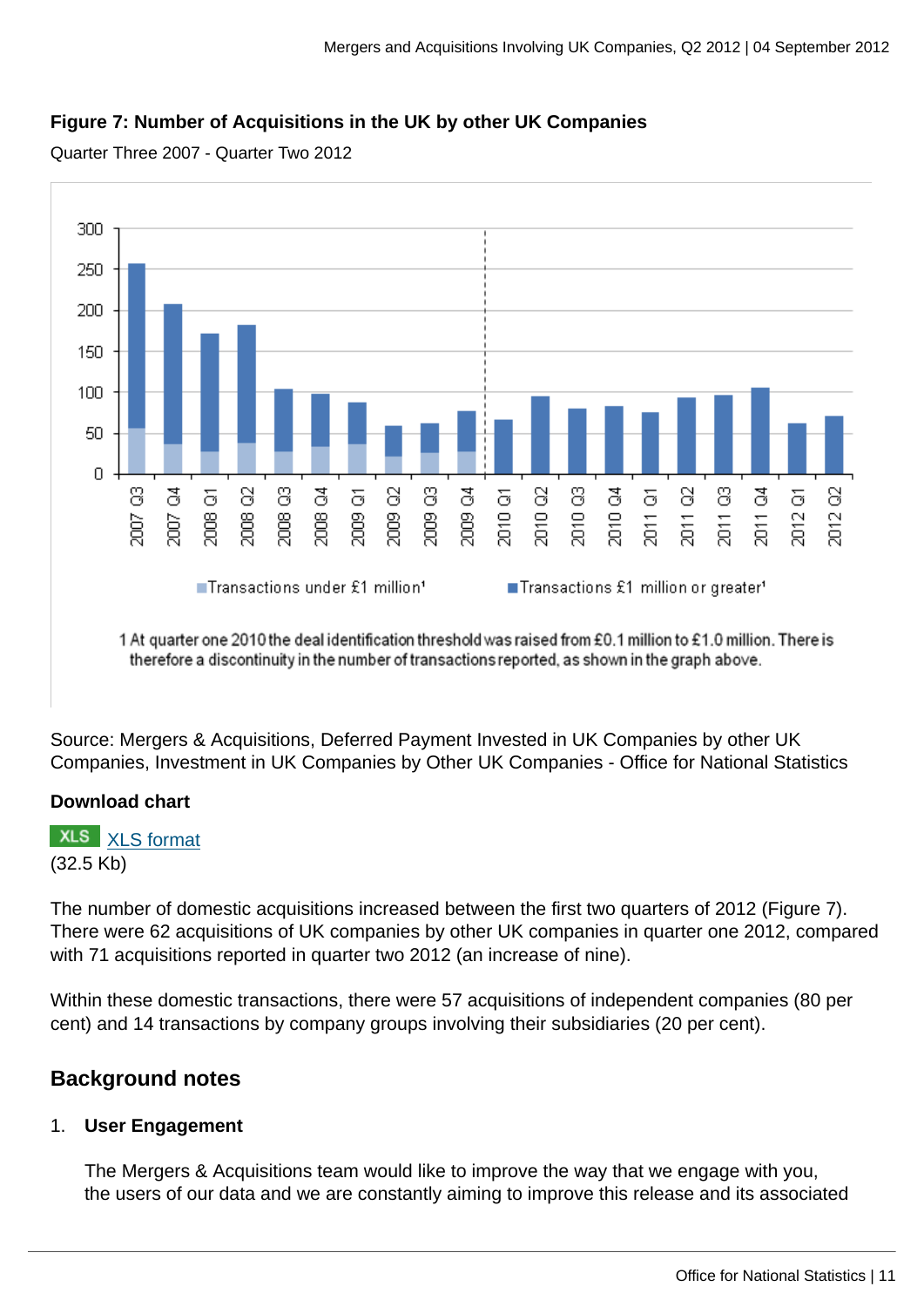**Figure 7: Number of Acquisitions in the UK by other UK Companies**

Quarter Three 2007 - Quarter Two 2012

1 At quarter one 2010 the deal identification threshold was raised from £0.1 million to £1.0 million. There is therefore a discontinuity in the number of transactions reported, as shown in the graph above.

Source: Mergers & Acquisitions, Deferred Payment Invested in UK Companies by other UK Companies, Investment in UK Companies by Other UK Companies - Office for National Statistics

**Download chart**

XLS [XLS format](#)
(32.5 Kb)

The number of domestic acquisitions increased between the first two quarters of 2012 (Figure 7). There were 62 acquisitions of UK companies by other UK companies in quarter one 2012, compared with 71 acquisitions reported in quarter two 2012 (an increase of nine).

Within these domestic transactions, there were 57 acquisitions of independent companies (80 per cent) and 14 transactions by company groups involving their subsidiaries (20 per cent).

## Background notes

1. **User Engagement**

   The Mergers & Acquisitions team would like to improve the way that we engage with you, the users of our data and we are constantly aiming to improve this release and its associated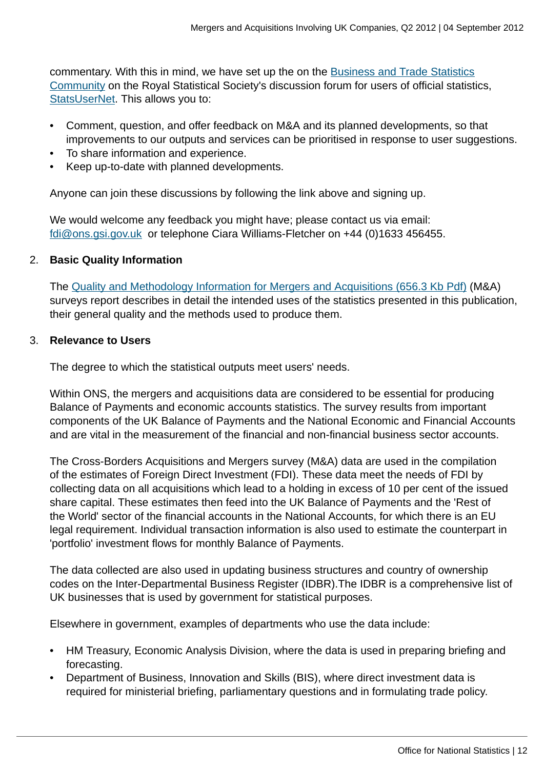commentary. With this in mind, we have set up the on the [Business and Trade Statistics Community](#) on the Royal Statistical Society's discussion forum for users of official statistics, [StatsUserNet](#). This allows you to:

- Comment, question, and offer feedback on M&A and its planned developments, so that improvements to our outputs and services can be prioritised in response to user suggestions.
- To share information and experience.
- Keep up-to-date with planned developments.

Anyone can join these discussions by following the link above and signing up.

We would welcome any feedback you might have; please contact us via email: fdi@ons.gsi.gov.uk or telephone Ciara Williams-Fletcher on +44 (0)1633 456455.

2. **Basic Quality Information**

   The [Quality and Methodology Information for Mergers and Acquisitions (656.3 Kb Pdf)](#) (M&A) surveys report describes in detail the intended uses of the statistics presented in this publication, their general quality and the methods used to produce them.

3. **Relevance to Users**

   The degree to which the statistical outputs meet users' needs.

   Within ONS, the mergers and acquisitions data are considered to be essential for producing Balance of Payments and economic accounts statistics. The survey results from important components of the UK Balance of Payments and the National Economic and Financial Accounts and are vital in the measurement of the financial and non-financial business sector accounts.

   The Cross-Borders Acquisitions and Mergers survey (M&A) data are used in the compilation of the estimates of Foreign Direct Investment (FDI). These data meet the needs of FDI by collecting data on all acquisitions which lead to a holding in excess of 10 per cent of the issued share capital. These estimates then feed into the UK Balance of Payments and the 'Rest of the World' sector of the financial accounts in the National Accounts, for which there is an EU legal requirement. Individual transaction information is also used to estimate the counterpart in 'portfolio' investment flows for monthly Balance of Payments.

   The data collected are also used in updating business structures and country of ownership codes on the Inter-Departmental Business Register (IDBR).The IDBR is a comprehensive list of UK businesses that is used by government for statistical purposes.

   Elsewhere in government, examples of departments who use the data include:

   - HM Treasury, Economic Analysis Division, where the data is used in preparing briefing and forecasting.
   - Department of Business, Innovation and Skills (BIS), where direct investment data is required for ministerial briefing, parliamentary questions and in formulating trade policy.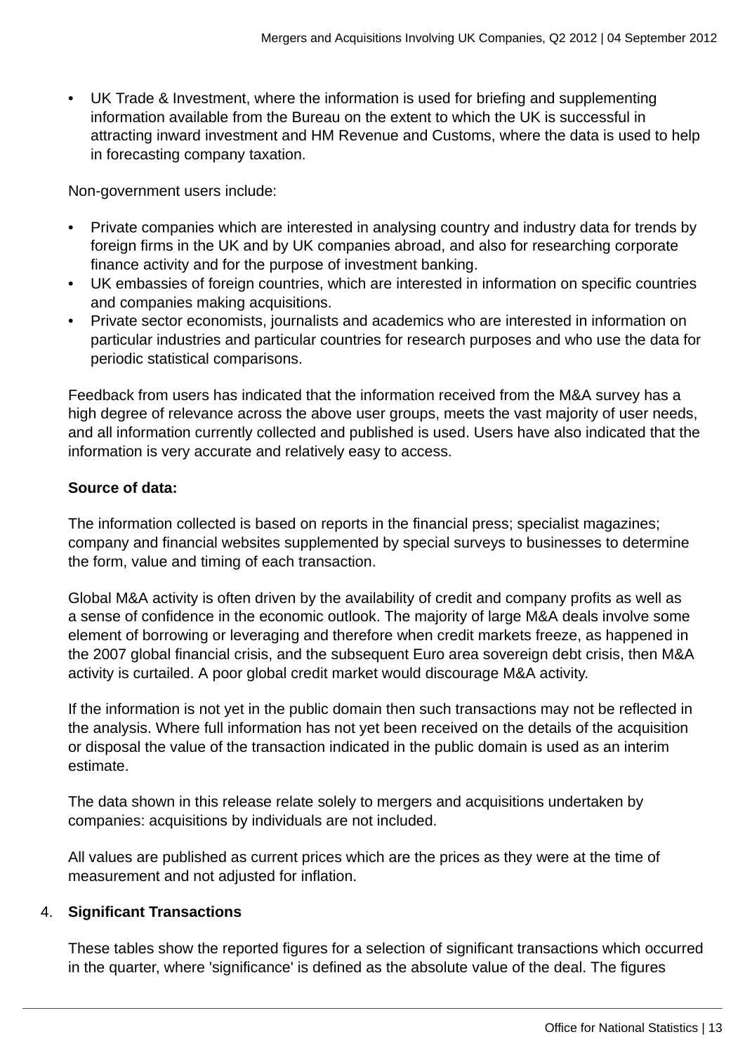- UK Trade & Investment, where the information is used for briefing and supplementing information available from the Bureau on the extent to which the UK is successful in attracting inward investment and HM Revenue and Customs, where the data is used to help in forecasting company taxation.

Non-government users include:

- Private companies which are interested in analysing country and industry data for trends by foreign firms in the UK and by UK companies abroad, and also for researching corporate finance activity and for the purpose of investment banking.
- UK embassies of foreign countries, which are interested in information on specific countries and companies making acquisitions.
- Private sector economists, journalists and academics who are interested in information on particular industries and particular countries for research purposes and who use the data for periodic statistical comparisons.

Feedback from users has indicated that the information received from the M&A survey has a high degree of relevance across the above user groups, meets the vast majority of user needs, and all information currently collected and published is used. Users have also indicated that the information is very accurate and relatively easy to access.

**Source of data:**

The information collected is based on reports in the financial press; specialist magazines; company and financial websites supplemented by special surveys to businesses to determine the form, value and timing of each transaction.

Global M&A activity is often driven by the availability of credit and company profits as well as a sense of confidence in the economic outlook. The majority of large M&A deals involve some element of borrowing or leveraging and therefore when credit markets freeze, as happened in the 2007 global financial crisis, and the subsequent Euro area sovereign debt crisis, then M&A activity is curtailed. A poor global credit market would discourage M&A activity.

If the information is not yet in the public domain then such transactions may not be reflected in the analysis. Where full information has not yet been received on the details of the acquisition or disposal the value of the transaction indicated in the public domain is used as an interim estimate.

The data shown in this release relate solely to mergers and acquisitions undertaken by companies: acquisitions by individuals are not included.

All values are published as current prices which are the prices as they were at the time of measurement and not adjusted for inflation.

4. **Significant Transactions**

These tables show the reported figures for a selection of significant transactions which occurred in the quarter, where 'significance' is defined as the absolute value of the deal. The figures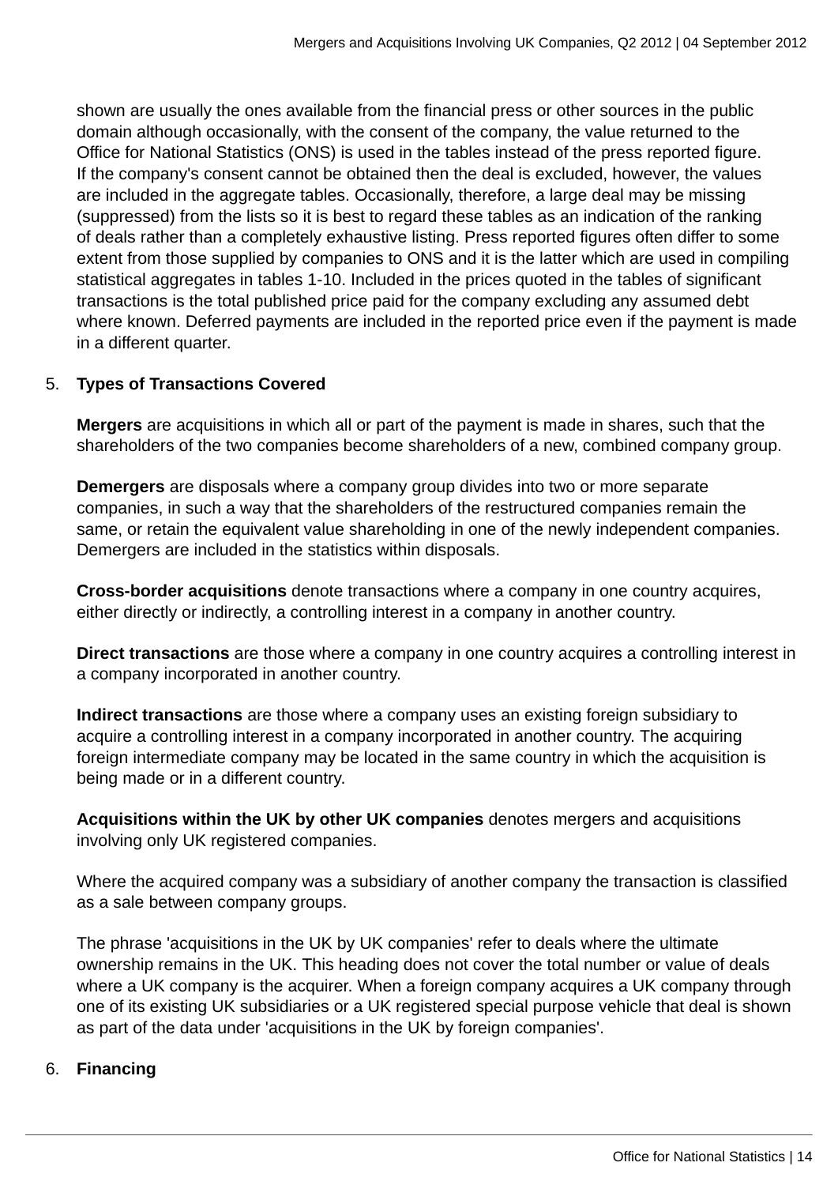shown are usually the ones available from the financial press or other sources in the public domain although occasionally, with the consent of the company, the value returned to the Office for National Statistics (ONS) is used in the tables instead of the press reported figure. If the company's consent cannot be obtained then the deal is excluded, however, the values are included in the aggregate tables. Occasionally, therefore, a large deal may be missing (suppressed) from the lists so it is best to regard these tables as an indication of the ranking of deals rather than a completely exhaustive listing. Press reported figures often differ to some extent from those supplied by companies to ONS and it is the latter which are used in compiling statistical aggregates in tables 1-10. Included in the prices quoted in the tables of significant transactions is the total published price paid for the company excluding any assumed debt where known. Deferred payments are included in the reported price even if the payment is made in a different quarter.

5. **Types of Transactions Covered**

   **Mergers** are acquisitions in which all or part of the payment is made in shares, such that the shareholders of the two companies become shareholders of a new, combined company group.

   **Demergers** are disposals where a company group divides into two or more separate companies, in such a way that the shareholders of the restructured companies remain the same, or retain the equivalent value shareholding in one of the newly independent companies. Demergers are included in the statistics within disposals.

   **Cross-border acquisitions** denote transactions where a company in one country acquires, either directly or indirectly, a controlling interest in a company in another country.

   **Direct transactions** are those where a company in one country acquires a controlling interest in a company incorporated in another country.

   **Indirect transactions** are those where a company uses an existing foreign subsidiary to acquire a controlling interest in a company incorporated in another country. The acquiring foreign intermediate company may be located in the same country in which the acquisition is being made or in a different country.

   **Acquisitions within the UK by other UK companies** denotes mergers and acquisitions involving only UK registered companies.

   Where the acquired company was a subsidiary of another company the transaction is classified as a sale between company groups.

   The phrase 'acquisitions in the UK by UK companies' refer to deals where the ultimate ownership remains in the UK. This heading does not cover the total number or value of deals where a UK company is the acquirer. When a foreign company acquires a UK company through one of its existing UK subsidiaries or a UK registered special purpose vehicle that deal is shown as part of the data under 'acquisitions in the UK by foreign companies'.

6. **Financing**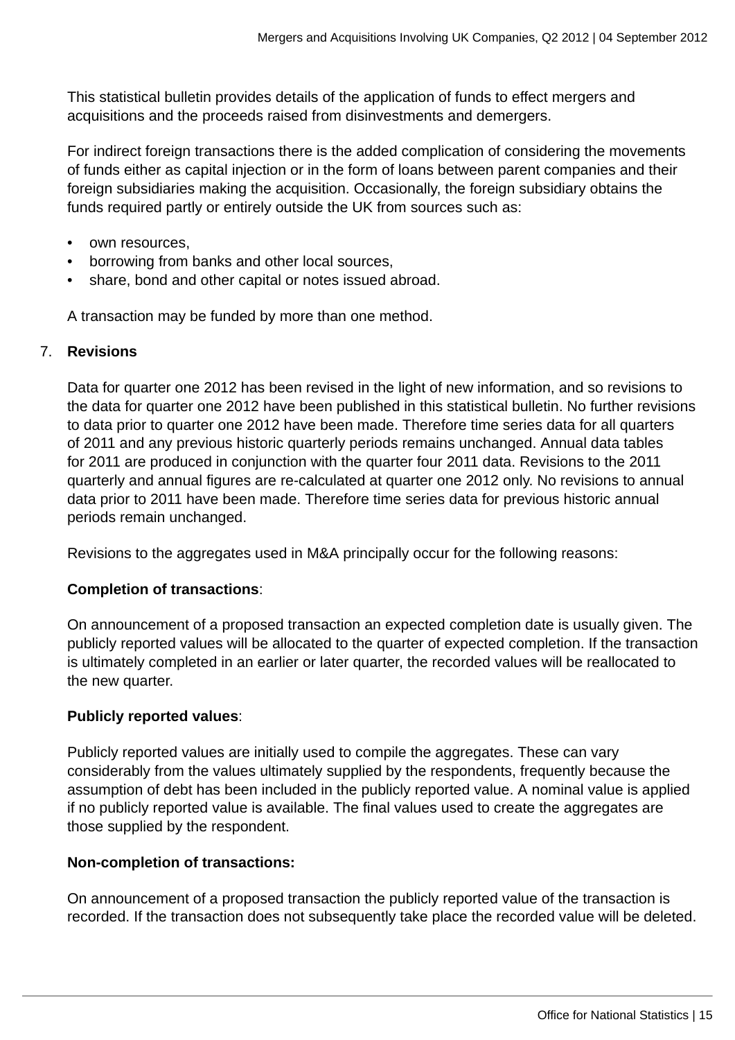This statistical bulletin provides details of the application of funds to effect mergers and acquisitions and the proceeds raised from disinvestments and demergers.

For indirect foreign transactions there is the added complication of considering the movements of funds either as capital injection or in the form of loans between parent companies and their foreign subsidiaries making the acquisition. Occasionally, the foreign subsidiary obtains the funds required partly or entirely outside the UK from sources such as:

- own resources,
- borrowing from banks and other local sources,
- share, bond and other capital or notes issued abroad.

A transaction may be funded by more than one method.

7. **Revisions**

Data for quarter one 2012 has been revised in the light of new information, and so revisions to the data for quarter one 2012 have been published in this statistical bulletin. No further revisions to data prior to quarter one 2012 have been made. Therefore time series data for all quarters of 2011 and any previous historic quarterly periods remains unchanged. Annual data tables for 2011 are produced in conjunction with the quarter four 2011 data. Revisions to the 2011 quarterly and annual figures are re-calculated at quarter one 2012 only. No revisions to annual data prior to 2011 have been made. Therefore time series data for previous historic annual periods remain unchanged.

Revisions to the aggregates used in M&A principally occur for the following reasons:

**Completion of transactions**:

On announcement of a proposed transaction an expected completion date is usually given. The publicly reported values will be allocated to the quarter of expected completion. If the transaction is ultimately completed in an earlier or later quarter, the recorded values will be reallocated to the new quarter.

**Publicly reported values**:

Publicly reported values are initially used to compile the aggregates. These can vary considerably from the values ultimately supplied by the respondents, frequently because the assumption of debt has been included in the publicly reported value. A nominal value is applied if no publicly reported value is available. The final values used to create the aggregates are those supplied by the respondent.

**Non-completion of transactions:**

On announcement of a proposed transaction the publicly reported value of the transaction is recorded. If the transaction does not subsequently take place the recorded value will be deleted.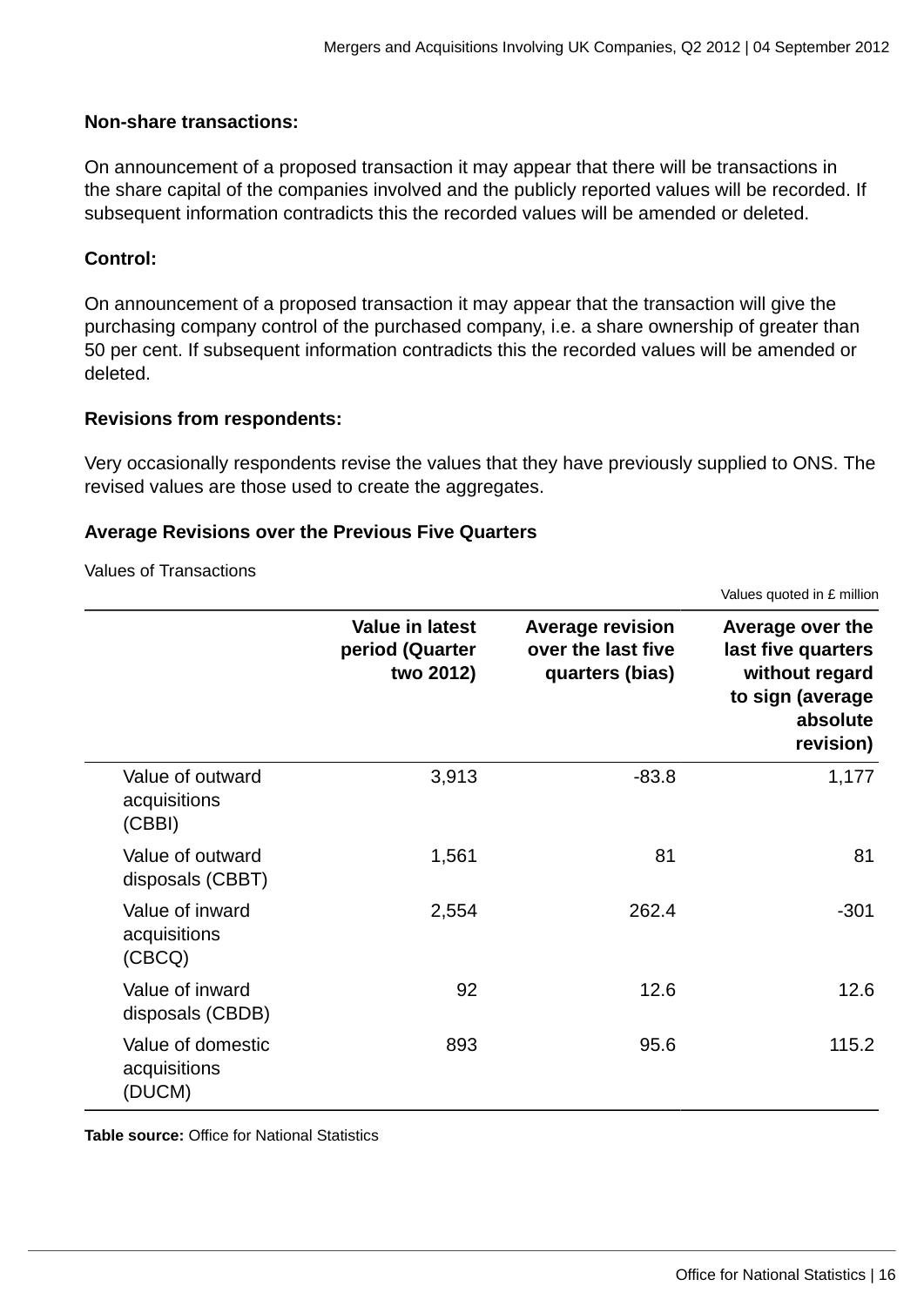**Non-share transactions:**

On announcement of a proposed transaction it may appear that there will be transactions in the share capital of the companies involved and the publicly reported values will be recorded. If subsequent information contradicts this the recorded values will be amended or deleted.

**Control:**

On announcement of a proposed transaction it may appear that the transaction will give the purchasing company control of the purchased company, i.e. a share ownership of greater than 50 per cent. If subsequent information contradicts this the recorded values will be amended or deleted.

**Revisions from respondents:**

Very occasionally respondents revise the values that they have previously supplied to ONS. The revised values are those used to create the aggregates.

**Average Revisions over the Previous Five Quarters**

Values of Transactions

Values quoted in £ million

| | Value in latest period (Quarter two 2012) | Average revision over the last five quarters (bias) | Average over the last five quarters without regard to sign (average absolute revision) |
|---|---|---|---|
| Value of outward acquisitions (CBBI) | 3,913 | -83.8 | 1,177 |
| Value of outward disposals (CBBT) | 1,561 | 81 | 81 |
| Value of inward acquisitions (CBCQ) | 2,554 | 262.4 | -301 |
| Value of inward disposals (CBDB) | 92 | 12.6 | 12.6 |
| Value of domestic acquisitions (DUCM) | 893 | 95.6 | 115.2 |

**Table source:** Office for National Statistics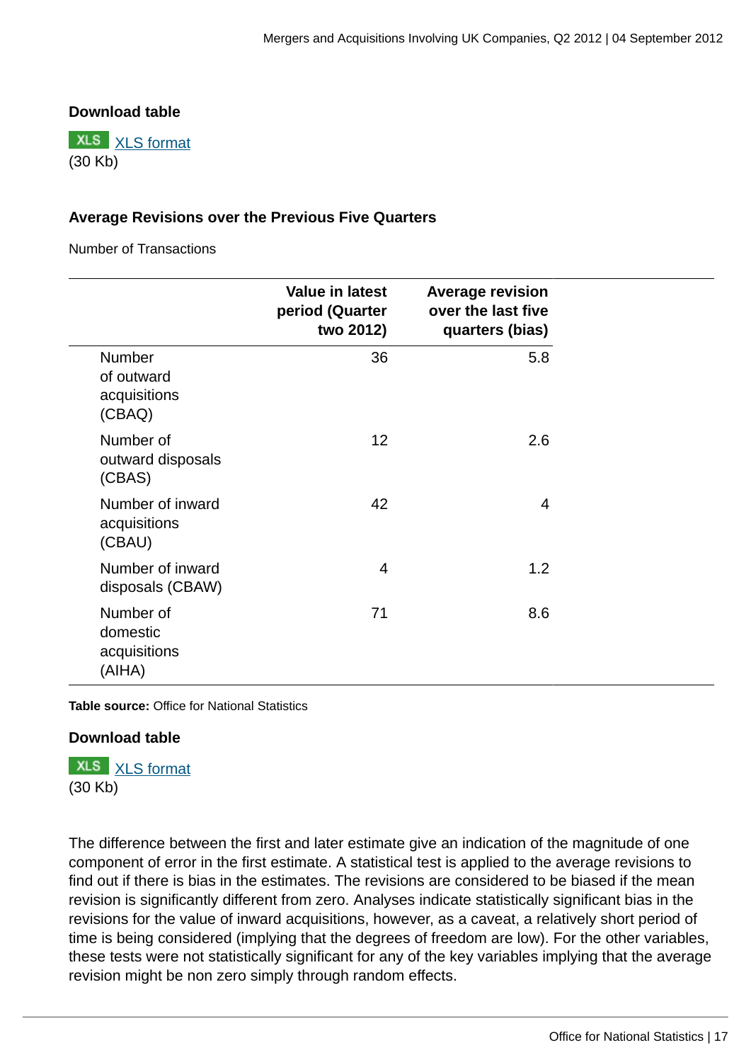**Download table**

XLS [XLS format](#)
(30 Kb)

**Average Revisions over the Previous Five Quarters**

Number of Transactions

| | Value in latest period (Quarter two 2012) | Average revision over the last five quarters (bias) |
|---|---|---|
| Number of outward acquisitions (CBAQ) | 36 | 5.8 |
| Number of outward disposals (CBAS) | 12 | 2.6 |
| Number of inward acquisitions (CBAU) | 42 | 4 |
| Number of inward disposals (CBAW) | 4 | 1.2 |
| Number of domestic acquisitions (AIHA) | 71 | 8.6 |

**Table source:** Office for National Statistics

**Download table**

XLS [XLS format](#)
(30 Kb)

The difference between the first and later estimate give an indication of the magnitude of one component of error in the first estimate. A statistical test is applied to the average revisions to find out if there is bias in the estimates. The revisions are considered to be biased if the mean revision is significantly different from zero. Analyses indicate statistically significant bias in the revisions for the value of inward acquisitions, however, as a caveat, a relatively short period of time is being considered (implying that the degrees of freedom are low). For the other variables, these tests were not statistically significant for any of the key variables implying that the average revision might be non zero simply through random effects.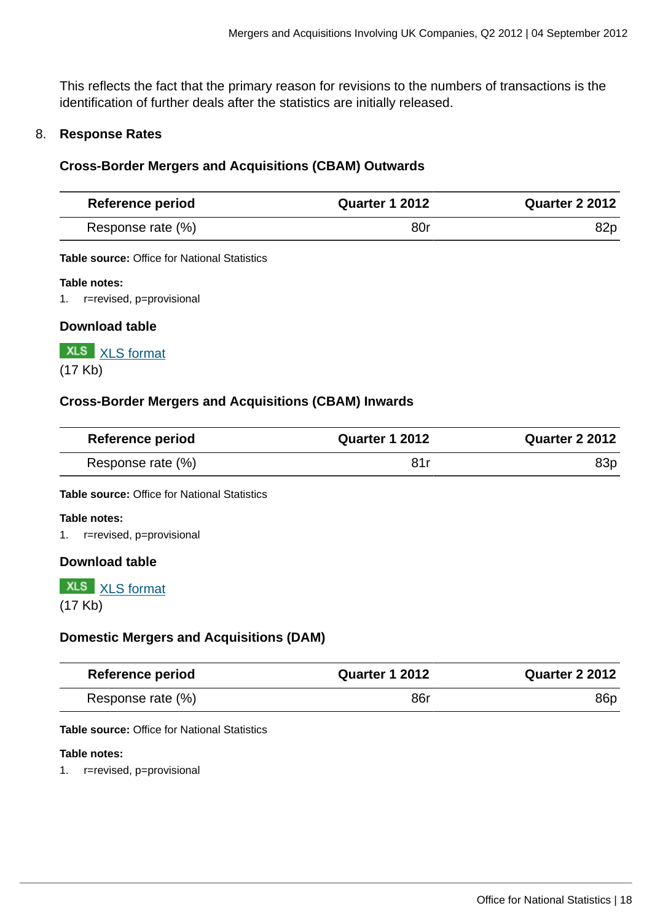This reflects the fact that the primary reason for revisions to the numbers of transactions is the identification of further deals after the statistics are initially released.

## 8. Response Rates

### Cross-Border Mergers and Acquisitions (CBAM) Outwards

| Reference period | Quarter 1 2012 | Quarter 2 2012 |
|---|---|---|
| Response rate (%) | 80r | 82p |

**Table source:** Office for National Statistics

**Table notes:**

1. r=revised, p=provisional

**Download table**

XLS XLS format
(17 Kb)

### Cross-Border Mergers and Acquisitions (CBAM) Inwards

| Reference period | Quarter 1 2012 | Quarter 2 2012 |
|---|---|---|
| Response rate (%) | 81r | 83p |

**Table source:** Office for National Statistics

**Table notes:**

1. r=revised, p=provisional

**Download table**

XLS XLS format
(17 Kb)

### Domestic Mergers and Acquisitions (DAM)

| Reference period | Quarter 1 2012 | Quarter 2 2012 |
|---|---|---|
| Response rate (%) | 86r | 86p |

**Table source:** Office for National Statistics

**Table notes:**

1. r=revised, p=provisional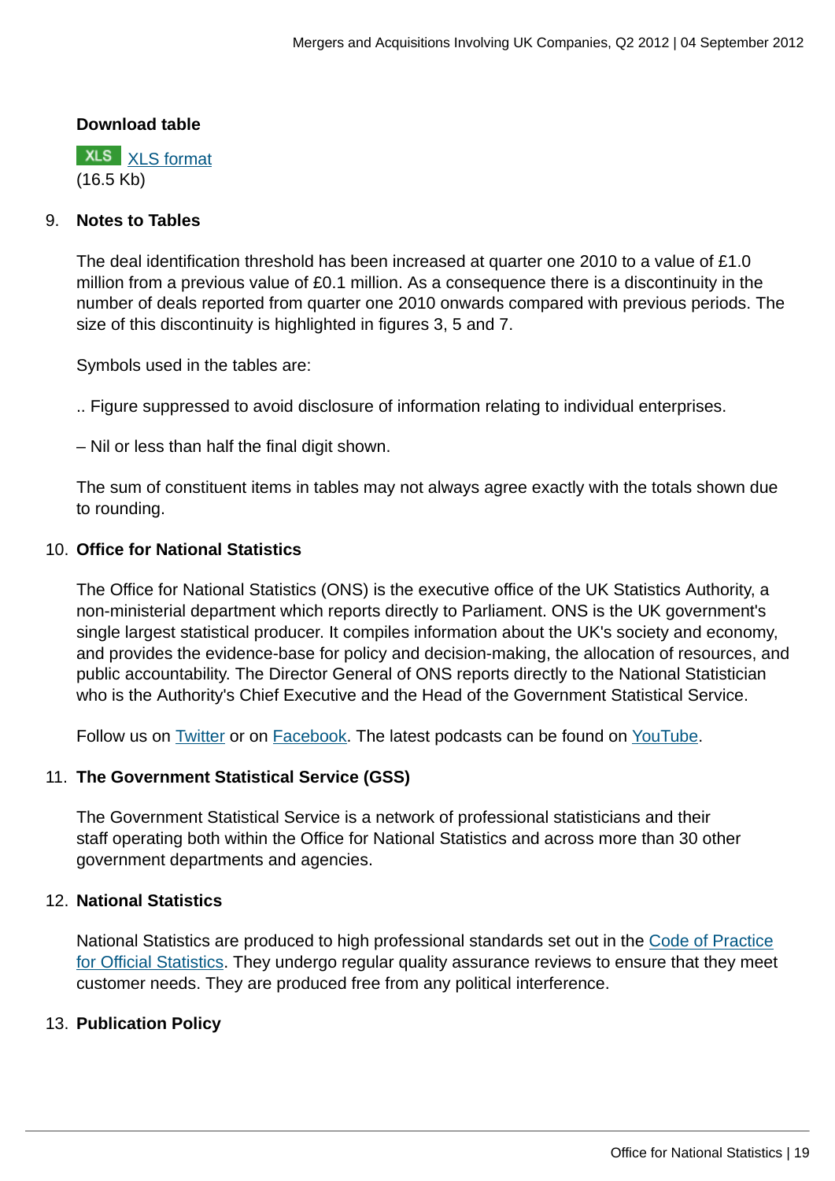**Download table**

XLS [XLS format](#)
(16.5 Kb)

9. **Notes to Tables**

   The deal identification threshold has been increased at quarter one 2010 to a value of £1.0 million from a previous value of £0.1 million. As a consequence there is a discontinuity in the number of deals reported from quarter one 2010 onwards compared with previous periods. The size of this discontinuity is highlighted in figures 3, 5 and 7.

   Symbols used in the tables are:

   .. Figure suppressed to avoid disclosure of information relating to individual enterprises.

   – Nil or less than half the final digit shown.

   The sum of constituent items in tables may not always agree exactly with the totals shown due to rounding.

10. **Office for National Statistics**

    The Office for National Statistics (ONS) is the executive office of the UK Statistics Authority, a non-ministerial department which reports directly to Parliament. ONS is the UK government's single largest statistical producer. It compiles information about the UK's society and economy, and provides the evidence-base for policy and decision-making, the allocation of resources, and public accountability. The Director General of ONS reports directly to the National Statistician who is the Authority's Chief Executive and the Head of the Government Statistical Service.

    Follow us on [Twitter](#) or on [Facebook](#). The latest podcasts can be found on [YouTube](#).

11. **The Government Statistical Service (GSS)**

    The Government Statistical Service is a network of professional statisticians and their staff operating both within the Office for National Statistics and across more than 30 other government departments and agencies.

12. **National Statistics**

    National Statistics are produced to high professional standards set out in the [Code of Practice for Official Statistics](#). They undergo regular quality assurance reviews to ensure that they meet customer needs. They are produced free from any political interference.

13. **Publication Policy**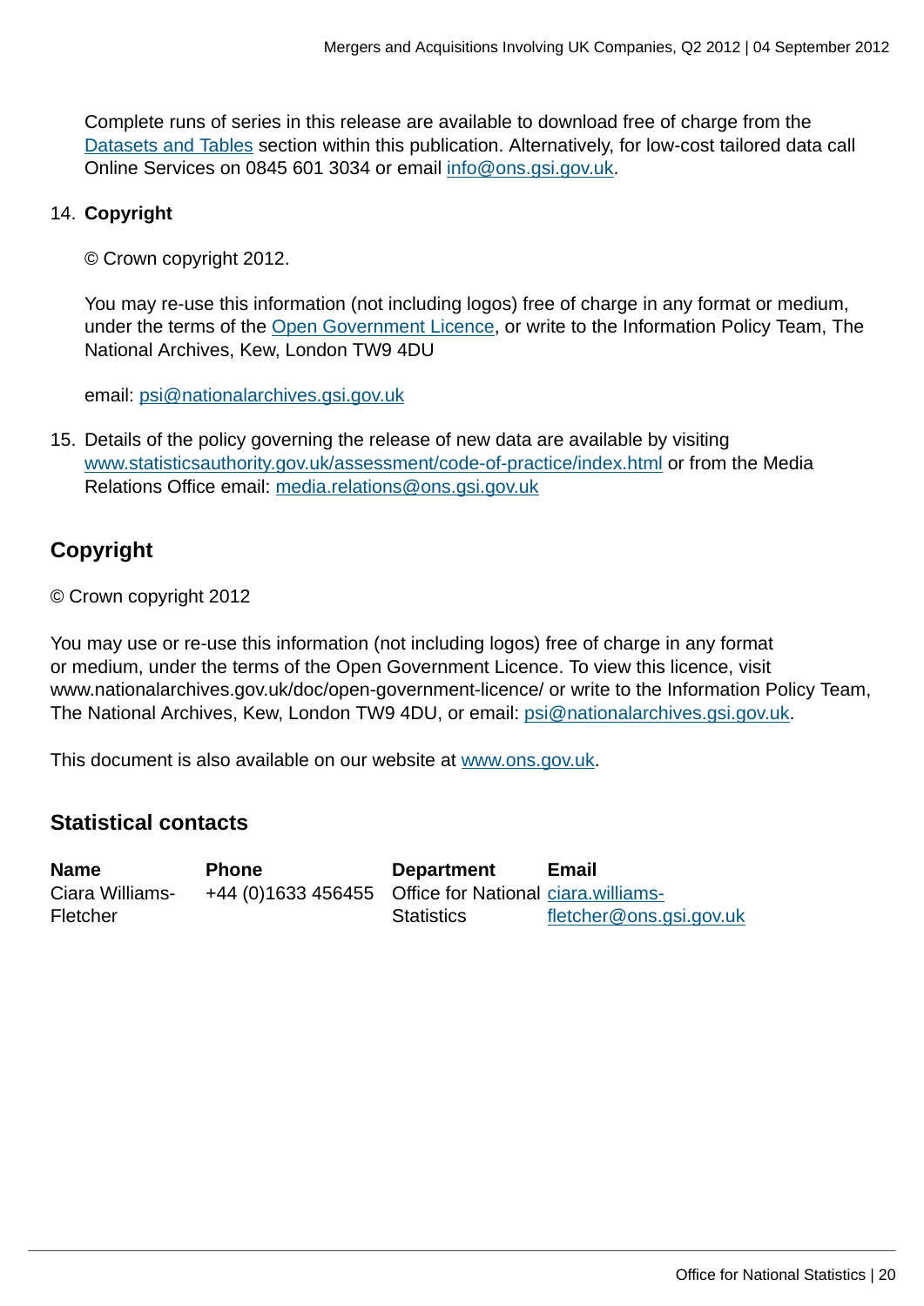Complete runs of series in this release are available to download free of charge from the Datasets and Tables section within this publication. Alternatively, for low-cost tailored data call Online Services on 0845 601 3034 or email info@ons.gsi.gov.uk.

14. **Copyright**

    © Crown copyright 2012.

    You may re-use this information (not including logos) free of charge in any format or medium, under the terms of the Open Government Licence, or write to the Information Policy Team, The National Archives, Kew, London TW9 4DU

    email: psi@nationalarchives.gsi.gov.uk

15. Details of the policy governing the release of new data are available by visiting www.statisticsauthority.gov.uk/assessment/code-of-practice/index.html or from the Media Relations Office email: media.relations@ons.gsi.gov.uk

## Copyright

© Crown copyright 2012

You may use or re-use this information (not including logos) free of charge in any format or medium, under the terms of the Open Government Licence. To view this licence, visit www.nationalarchives.gov.uk/doc/open-government-licence/ or write to the Information Policy Team, The National Archives, Kew, London TW9 4DU, or email: psi@nationalarchives.gsi.gov.uk.

This document is also available on our website at www.ons.gov.uk.

## Statistical contacts

| Name | Phone | Department | Email |
|---|---|---|---|
| Ciara Williams-Fletcher | +44 (0)1633 456455 | Office for National Statistics | ciara.williams-fletcher@ons.gsi.gov.uk |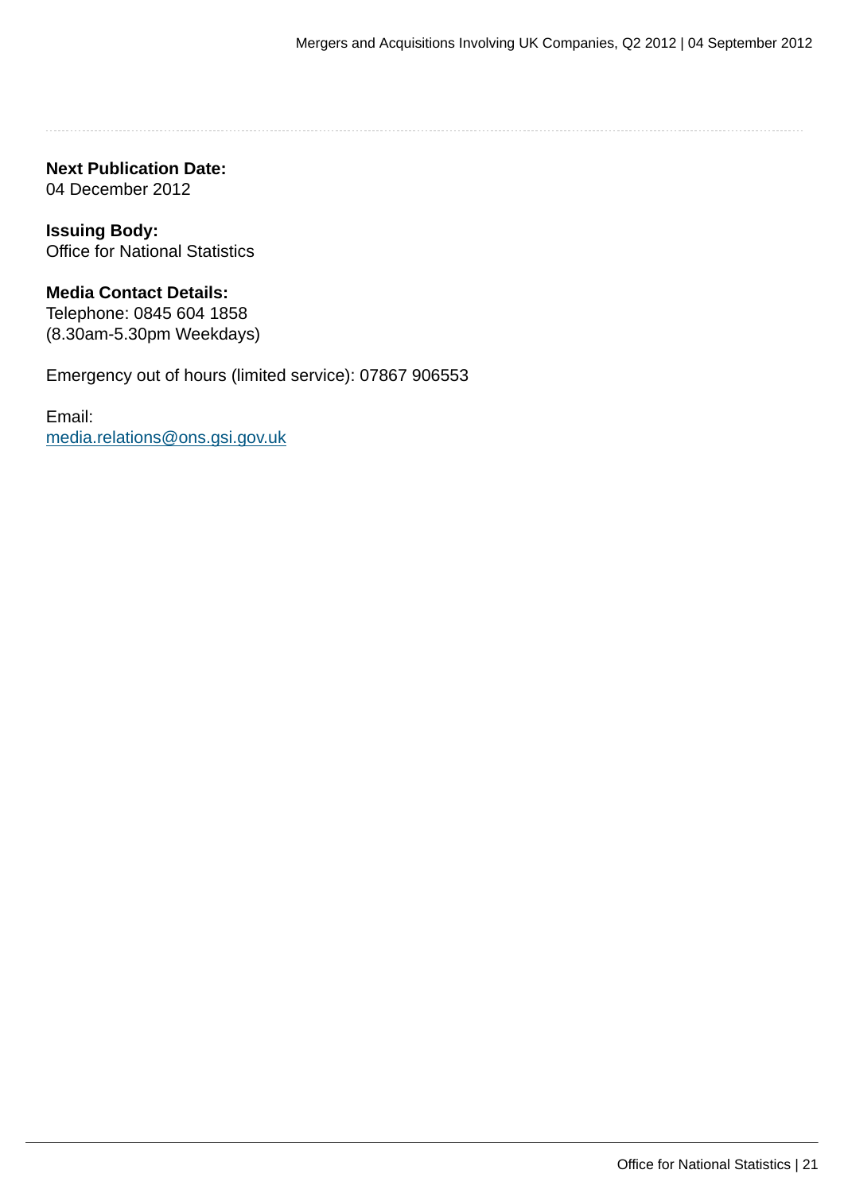**Next Publication Date:**
04 December 2012

**Issuing Body:**
Office for National Statistics

**Media Contact Details:**
Telephone: 0845 604 1858
(8.30am-5.30pm Weekdays)

Emergency out of hours (limited service): 07867 906553

Email:
media.relations@ons.gsi.gov.uk